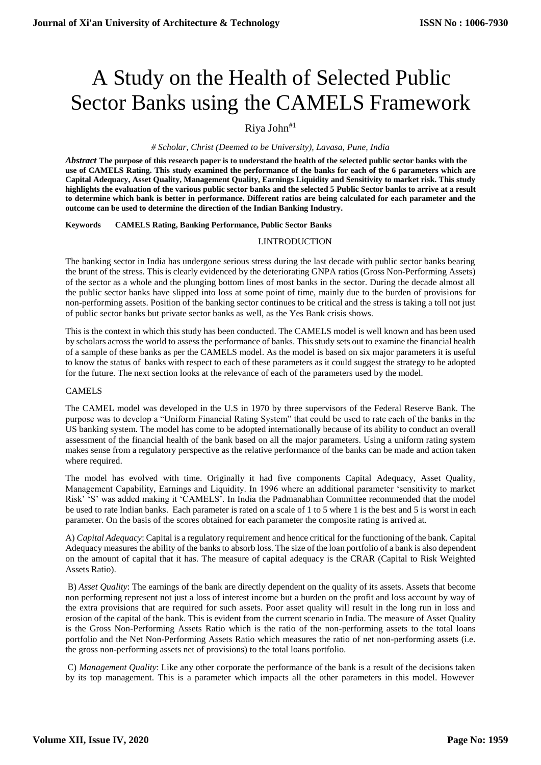# A Study on the Health of Selected Public Sector Banks using the CAMELS Framework

Riya John[#1]

*# Scholar, Christ (Deemed to be University), Lavasa, Pune, India*

***Abstract*** **The purpose of this research paper is to understand the health of the selected public sector banks with the use of CAMELS Rating. This study examined the performance of the banks for each of the 6 parameters which are Capital Adequacy, Asset Quality, Management Quality, Earnings Liquidity and Sensitivity to market risk. This study highlights the evaluation of the various public sector banks and the selected 5 Public Sector banks to arrive at a result to determine which bank is better in performance. Different ratios are being calculated for each parameter and the outcome can be used to determine the direction of the Indian Banking Industry.**

**Keywords CAMELS Rating, Banking Performance, Public Sector Banks**

## I.INTRODUCTION

The banking sector in India has undergone serious stress during the last decade with public sector banks bearing the brunt of the stress. This is clearly evidenced by the deteriorating GNPA ratios (Gross Non-Performing Assets) of the sector as a whole and the plunging bottom lines of most banks in the sector. During the decade almost all the public sector banks have slipped into loss at some point of time, mainly due to the burden of provisions for non-performing assets. Position of the banking sector continues to be critical and the stress is taking a toll not just of public sector banks but private sector banks as well, as the Yes Bank crisis shows.

This is the context in which this study has been conducted. The CAMELS model is well known and has been used by scholars across the world to assess the performance of banks. This study sets out to examine the financial health of a sample of these banks as per the CAMELS model. As the model is based on six major parameters it is useful to know the status of banks with respect to each of these parameters as it could suggest the strategy to be adopted for the future. The next section looks at the relevance of each of the parameters used by the model.

### CAMELS

The CAMEL model was developed in the U.S in 1970 by three supervisors of the Federal Reserve Bank. The purpose was to develop a "Uniform Financial Rating System" that could be used to rate each of the banks in the US banking system. The model has come to be adopted internationally because of its ability to conduct an overall assessment of the financial health of the bank based on all the major parameters. Using a uniform rating system makes sense from a regulatory perspective as the relative performance of the banks can be made and action taken where required.

The model has evolved with time. Originally it had five components Capital Adequacy, Asset Quality, Management Capability, Earnings and Liquidity. In 1996 where an additional parameter 'sensitivity to market Risk' 'S' was added making it 'CAMELS'. In India the Padmanabhan Committee recommended that the model be used to rate Indian banks. Each parameter is rated on a scale of 1 to 5 where 1 is the best and 5 is worst in each parameter. On the basis of the scores obtained for each parameter the composite rating is arrived at.

A) *Capital Adequacy*: Capital is a regulatory requirement and hence critical for the functioning of the bank. Capital Adequacy measures the ability of the banks to absorb loss. The size of the loan portfolio of a bank is also dependent on the amount of capital that it has. The measure of capital adequacy is the CRAR (Capital to Risk Weighted Assets Ratio).

B) *Asset Quality*: The earnings of the bank are directly dependent on the quality of its assets. Assets that become non performing represent not just a loss of interest income but a burden on the profit and loss account by way of the extra provisions that are required for such assets. Poor asset quality will result in the long run in loss and erosion of the capital of the bank. This is evident from the current scenario in India. The measure of Asset Quality is the Gross Non-Performing Assets Ratio which is the ratio of the non-performing assets to the total loans portfolio and the Net Non-Performing Assets Ratio which measures the ratio of net non-performing assets (i.e. the gross non-performing assets net of provisions) to the total loans portfolio.

C) *Management Quality*: Like any other corporate the performance of the bank is a result of the decisions taken by its top management. This is a parameter which impacts all the other parameters in this model. However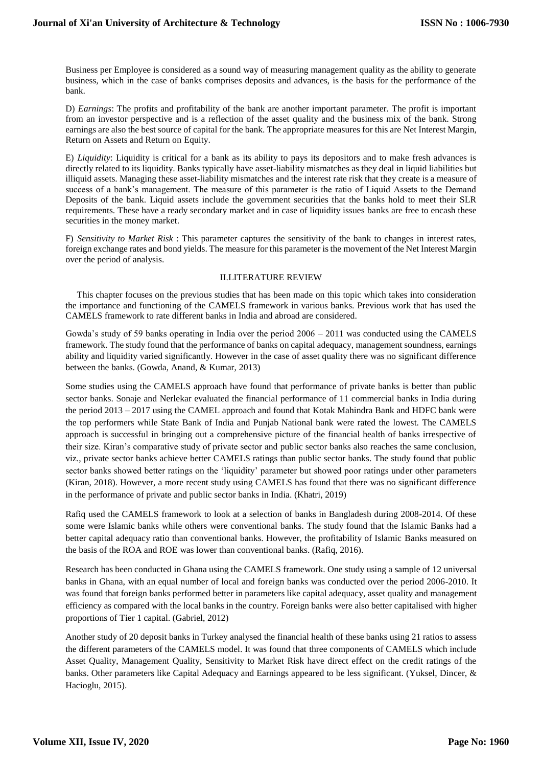Business per Employee is considered as a sound way of measuring management quality as the ability to generate business, which in the case of banks comprises deposits and advances, is the basis for the performance of the bank.

D) *Earnings*: The profits and profitability of the bank are another important parameter. The profit is important from an investor perspective and is a reflection of the asset quality and the business mix of the bank. Strong earnings are also the best source of capital for the bank. The appropriate measures for this are Net Interest Margin, Return on Assets and Return on Equity.

E) *Liquidity*: Liquidity is critical for a bank as its ability to pays its depositors and to make fresh advances is directly related to its liquidity. Banks typically have asset-liability mismatches as they deal in liquid liabilities but illiquid assets. Managing these asset-liability mismatches and the interest rate risk that they create is a measure of success of a bank's management. The measure of this parameter is the ratio of Liquid Assets to the Demand Deposits of the bank. Liquid assets include the government securities that the banks hold to meet their SLR requirements. These have a ready secondary market and in case of liquidity issues banks are free to encash these securities in the money market.

F) *Sensitivity to Market Risk* : This parameter captures the sensitivity of the bank to changes in interest rates, foreign exchange rates and bond yields. The measure for this parameter is the movement of the Net Interest Margin over the period of analysis.

## II.LITERATURE REVIEW

This chapter focuses on the previous studies that has been made on this topic which takes into consideration the importance and functioning of the CAMELS framework in various banks. Previous work that has used the CAMELS framework to rate different banks in India and abroad are considered.

Gowda's study of 59 banks operating in India over the period 2006 – 2011 was conducted using the CAMELS framework. The study found that the performance of banks on capital adequacy, management soundness, earnings ability and liquidity varied significantly. However in the case of asset quality there was no significant difference between the banks. (Gowda, Anand, & Kumar, 2013)

Some studies using the CAMELS approach have found that performance of private banks is better than public sector banks. Sonaje and Nerlekar evaluated the financial performance of 11 commercial banks in India during the period 2013 – 2017 using the CAMEL approach and found that Kotak Mahindra Bank and HDFC bank were the top performers while State Bank of India and Punjab National bank were rated the lowest. The CAMELS approach is successful in bringing out a comprehensive picture of the financial health of banks irrespective of their size. Kiran's comparative study of private sector and public sector banks also reaches the same conclusion, viz., private sector banks achieve better CAMELS ratings than public sector banks. The study found that public sector banks showed better ratings on the 'liquidity' parameter but showed poor ratings under other parameters (Kiran, 2018). However, a more recent study using CAMELS has found that there was no significant difference in the performance of private and public sector banks in India. (Khatri, 2019)

Rafiq used the CAMELS framework to look at a selection of banks in Bangladesh during 2008-2014. Of these some were Islamic banks while others were conventional banks. The study found that the Islamic Banks had a better capital adequacy ratio than conventional banks. However, the profitability of Islamic Banks measured on the basis of the ROA and ROE was lower than conventional banks. (Rafiq, 2016).

Research has been conducted in Ghana using the CAMELS framework. One study using a sample of 12 universal banks in Ghana, with an equal number of local and foreign banks was conducted over the period 2006-2010. It was found that foreign banks performed better in parameters like capital adequacy, asset quality and management efficiency as compared with the local banks in the country. Foreign banks were also better capitalised with higher proportions of Tier 1 capital. (Gabriel, 2012)

Another study of 20 deposit banks in Turkey analysed the financial health of these banks using 21 ratios to assess the different parameters of the CAMELS model. It was found that three components of CAMELS which include Asset Quality, Management Quality, Sensitivity to Market Risk have direct effect on the credit ratings of the banks. Other parameters like Capital Adequacy and Earnings appeared to be less significant. (Yuksel, Dincer, & Hacioglu, 2015).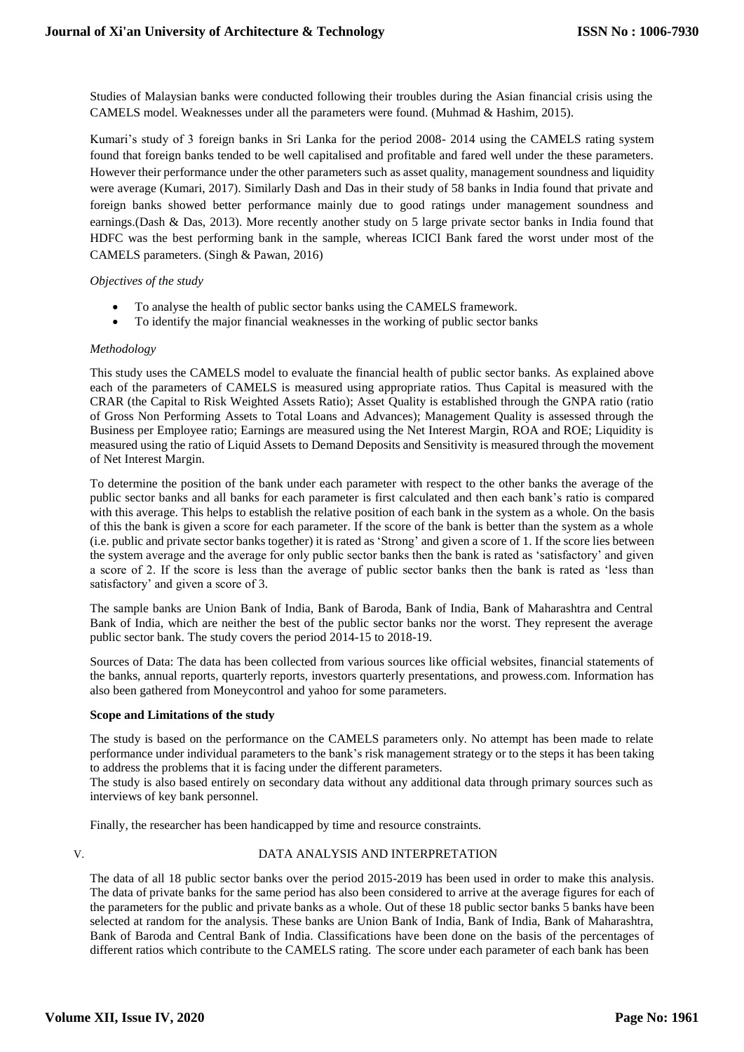Studies of Malaysian banks were conducted following their troubles during the Asian financial crisis using the CAMELS model. Weaknesses under all the parameters were found. (Muhmad & Hashim, 2015).

Kumari's study of 3 foreign banks in Sri Lanka for the period 2008- 2014 using the CAMELS rating system found that foreign banks tended to be well capitalised and profitable and fared well under the these parameters. However their performance under the other parameters such as asset quality, management soundness and liquidity were average (Kumari, 2017). Similarly Dash and Das in their study of 58 banks in India found that private and foreign banks showed better performance mainly due to good ratings under management soundness and earnings.(Dash & Das, 2013). More recently another study on 5 large private sector banks in India found that HDFC was the best performing bank in the sample, whereas ICICI Bank fared the worst under most of the CAMELS parameters. (Singh & Pawan, 2016)

*Objectives of the study*

- To analyse the health of public sector banks using the CAMELS framework.
- To identify the major financial weaknesses in the working of public sector banks

*Methodology*

This study uses the CAMELS model to evaluate the financial health of public sector banks. As explained above each of the parameters of CAMELS is measured using appropriate ratios. Thus Capital is measured with the CRAR (the Capital to Risk Weighted Assets Ratio); Asset Quality is established through the GNPA ratio (ratio of Gross Non Performing Assets to Total Loans and Advances); Management Quality is assessed through the Business per Employee ratio; Earnings are measured using the Net Interest Margin, ROA and ROE; Liquidity is measured using the ratio of Liquid Assets to Demand Deposits and Sensitivity is measured through the movement of Net Interest Margin.

To determine the position of the bank under each parameter with respect to the other banks the average of the public sector banks and all banks for each parameter is first calculated and then each bank's ratio is compared with this average. This helps to establish the relative position of each bank in the system as a whole. On the basis of this the bank is given a score for each parameter. If the score of the bank is better than the system as a whole (i.e. public and private sector banks together) it is rated as 'Strong' and given a score of 1. If the score lies between the system average and the average for only public sector banks then the bank is rated as 'satisfactory' and given a score of 2. If the score is less than the average of public sector banks then the bank is rated as 'less than satisfactory' and given a score of 3.

The sample banks are Union Bank of India, Bank of Baroda, Bank of India, Bank of Maharashtra and Central Bank of India, which are neither the best of the public sector banks nor the worst. They represent the average public sector bank. The study covers the period 2014-15 to 2018-19.

Sources of Data: The data has been collected from various sources like official websites, financial statements of the banks, annual reports, quarterly reports, investors quarterly presentations, and prowess.com. Information has also been gathered from Moneycontrol and yahoo for some parameters.

**Scope and Limitations of the study**

The study is based on the performance on the CAMELS parameters only. No attempt has been made to relate performance under individual parameters to the bank's risk management strategy or to the steps it has been taking to address the problems that it is facing under the different parameters.

The study is also based entirely on secondary data without any additional data through primary sources such as interviews of key bank personnel.

Finally, the researcher has been handicapped by time and resource constraints.

## V. DATA ANALYSIS AND INTERPRETATION

The data of all 18 public sector banks over the period 2015-2019 has been used in order to make this analysis. The data of private banks for the same period has also been considered to arrive at the average figures for each of the parameters for the public and private banks as a whole. Out of these 18 public sector banks 5 banks have been selected at random for the analysis. These banks are Union Bank of India, Bank of India, Bank of Maharashtra, Bank of Baroda and Central Bank of India. Classifications have been done on the basis of the percentages of different ratios which contribute to the CAMELS rating. The score under each parameter of each bank has been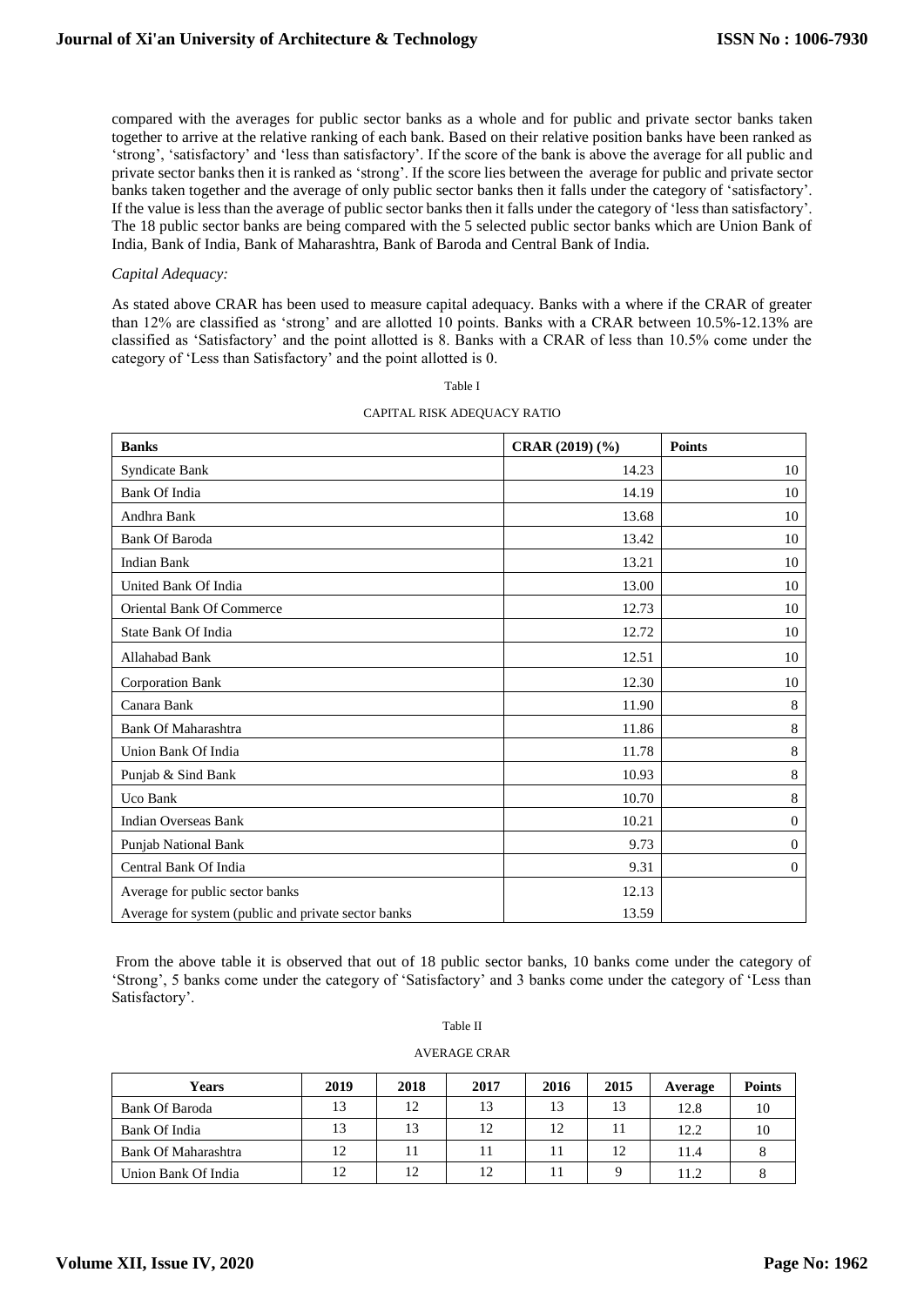compared with the averages for public sector banks as a whole and for public and private sector banks taken together to arrive at the relative ranking of each bank. Based on their relative position banks have been ranked as 'strong', 'satisfactory' and 'less than satisfactory'. If the score of the bank is above the average for all public and private sector banks then it is ranked as 'strong'. If the score lies between the average for public and private sector banks taken together and the average of only public sector banks then it falls under the category of 'satisfactory'. If the value is less than the average of public sector banks then it falls under the category of 'less than satisfactory'. The 18 public sector banks are being compared with the 5 selected public sector banks which are Union Bank of India, Bank of India, Bank of Maharashtra, Bank of Baroda and Central Bank of India.

*Capital Adequacy:*

As stated above CRAR has been used to measure capital adequacy. Banks with a where if the CRAR of greater than 12% are classified as 'strong' and are allotted 10 points. Banks with a CRAR between 10.5%-12.13% are classified as 'Satisfactory' and the point allotted is 8. Banks with a CRAR of less than 10.5% come under the category of 'Less than Satisfactory' and the point allotted is 0.

Table I

CAPITAL RISK ADEQUACY RATIO

| Banks | CRAR (2019) (%) | Points |
|---|---|---|
| Syndicate Bank | 14.23 | 10 |
| Bank Of India | 14.19 | 10 |
| Andhra Bank | 13.68 | 10 |
| Bank Of Baroda | 13.42 | 10 |
| Indian Bank | 13.21 | 10 |
| United Bank Of India | 13.00 | 10 |
| Oriental Bank Of Commerce | 12.73 | 10 |
| State Bank Of India | 12.72 | 10 |
| Allahabad Bank | 12.51 | 10 |
| Corporation Bank | 12.30 | 10 |
| Canara Bank | 11.90 | 8 |
| Bank Of Maharashtra | 11.86 | 8 |
| Union Bank Of India | 11.78 | 8 |
| Punjab & Sind Bank | 10.93 | 8 |
| Uco Bank | 10.70 | 8 |
| Indian Overseas Bank | 10.21 | 0 |
| Punjab National Bank | 9.73 | 0 |
| Central Bank Of India | 9.31 | 0 |
| Average for public sector banks | 12.13 | |
| Average for system (public and private sector banks | 13.59 | |

From the above table it is observed that out of 18 public sector banks, 10 banks come under the category of 'Strong', 5 banks come under the category of 'Satisfactory' and 3 banks come under the category of 'Less than Satisfactory'.

Table II

AVERAGE CRAR

| Years | 2019 | 2018 | 2017 | 2016 | 2015 | Average | Points |
|---|---|---|---|---|---|---|---|
| Bank Of Baroda | 13 | 12 | 13 | 13 | 13 | 12.8 | 10 |
| Bank Of India | 13 | 13 | 12 | 12 | 11 | 12.2 | 10 |
| Bank Of Maharashtra | 12 | 11 | 11 | 11 | 12 | 11.4 | 8 |
| Union Bank Of India | 12 | 12 | 12 | 11 | 9 | 11.2 | 8 |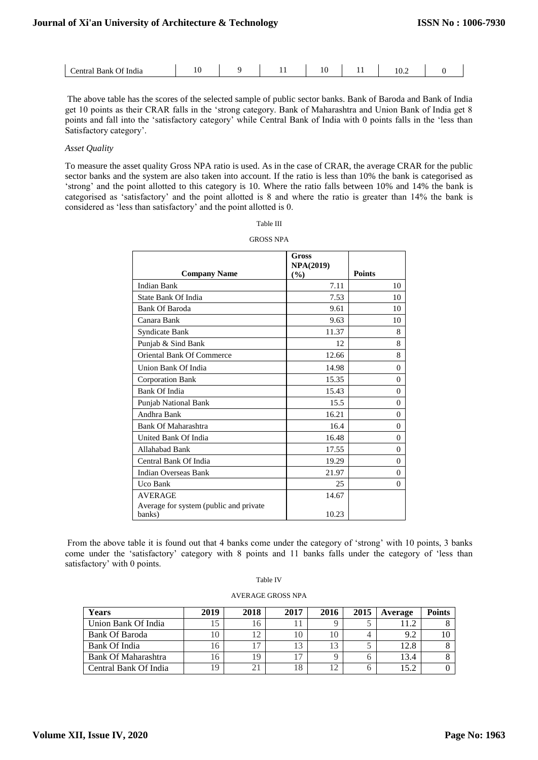| Central Bank Of India | 10 | 9 | 11 | 10 | 11 | 10.2 | 0 |
|---|---|---|---|---|---|---|---|

The above table has the scores of the selected sample of public sector banks. Bank of Baroda and Bank of India get 10 points as their CRAR falls in the 'strong category. Bank of Maharashtra and Union Bank of India get 8 points and fall into the 'satisfactory category' while Central Bank of India with 0 points falls in the 'less than Satisfactory category'.

*Asset Quality*

To measure the asset quality Gross NPA ratio is used. As in the case of CRAR, the average CRAR for the public sector banks and the system are also taken into account. If the ratio is less than 10% the bank is categorised as 'strong' and the point allotted to this category is 10. Where the ratio falls between 10% and 14% the bank is categorised as 'satisfactory' and the point allotted is 8 and where the ratio is greater than 14% the bank is considered as 'less than satisfactory' and the point allotted is 0.

Table III

GROSS NPA

| Company Name | Gross NPA(2019) (%) | Points |
|---|---|---|
| Indian Bank | 7.11 | 10 |
| State Bank Of India | 7.53 | 10 |
| Bank Of Baroda | 9.61 | 10 |
| Canara Bank | 9.63 | 10 |
| Syndicate Bank | 11.37 | 8 |
| Punjab & Sind Bank | 12 | 8 |
| Oriental Bank Of Commerce | 12.66 | 8 |
| Union Bank Of India | 14.98 | 0 |
| Corporation Bank | 15.35 | 0 |
| Bank Of India | 15.43 | 0 |
| Punjab National Bank | 15.5 | 0 |
| Andhra Bank | 16.21 | 0 |
| Bank Of Maharashtra | 16.4 | 0 |
| United Bank Of India | 16.48 | 0 |
| Allahabad Bank | 17.55 | 0 |
| Central Bank Of India | 19.29 | 0 |
| Indian Overseas Bank | 21.97 | 0 |
| Uco Bank | 25 | 0 |
| AVERAGE | 14.67 | |
| Average for system (public and private banks) | 10.23 | |

From the above table it is found out that 4 banks come under the category of 'strong' with 10 points, 3 banks come under the 'satisfactory' category with 8 points and 11 banks falls under the category of 'less than satisfactory' with 0 points.

Table IV

AVERAGE GROSS NPA

| Years | 2019 | 2018 | 2017 | 2016 | 2015 | Average | Points |
|---|---|---|---|---|---|---|---|
| Union Bank Of India | 15 | 16 | 11 | 9 | 5 | 11.2 | 8 |
| Bank Of Baroda | 10 | 12 | 10 | 10 | 4 | 9.2 | 10 |
| Bank Of India | 16 | 17 | 13 | 13 | 5 | 12.8 | 8 |
| Bank Of Maharashtra | 16 | 19 | 17 | 9 | 6 | 13.4 | 8 |
| Central Bank Of India | 19 | 21 | 18 | 12 | 6 | 15.2 | 0 |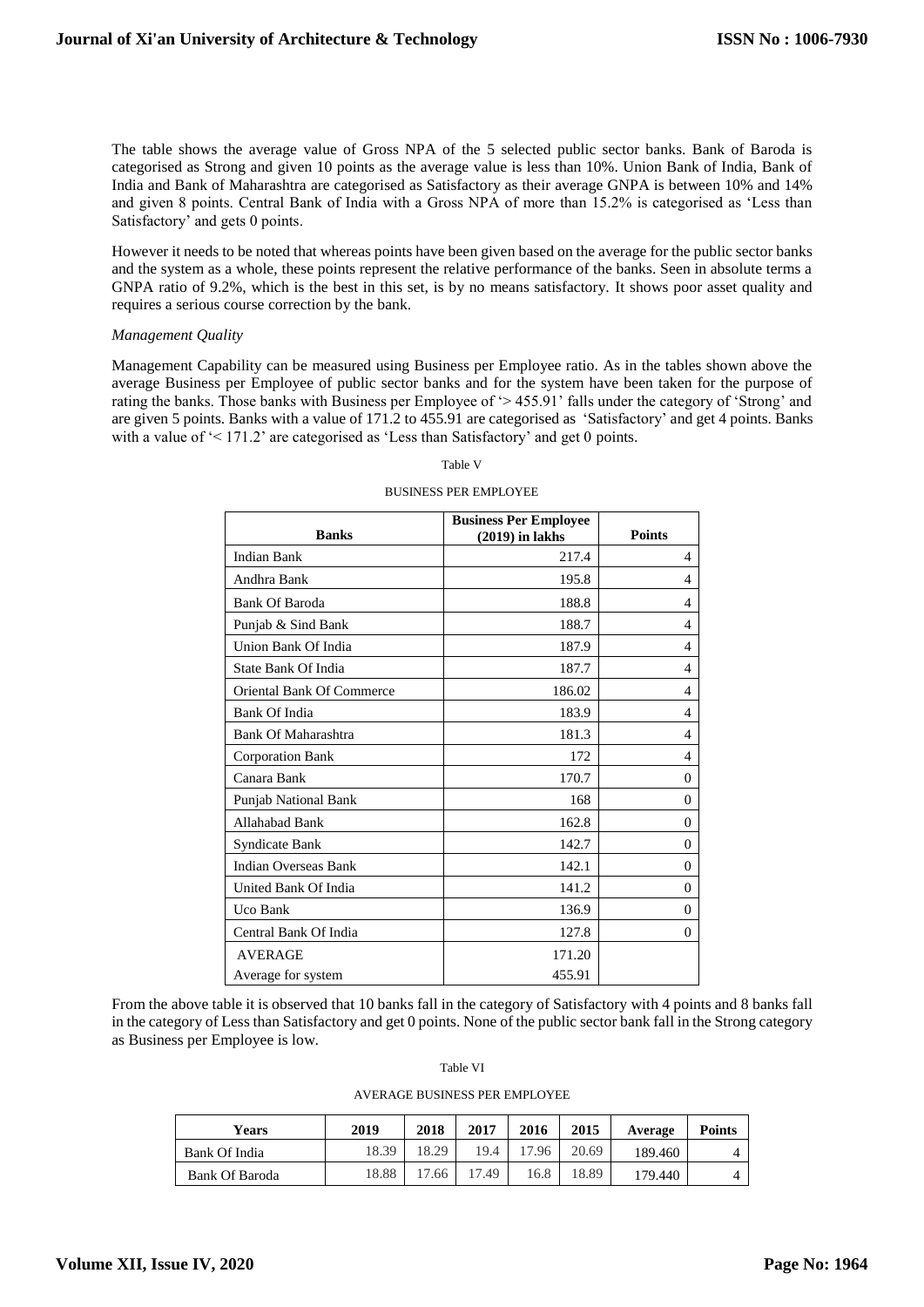The table shows the average value of Gross NPA of the 5 selected public sector banks. Bank of Baroda is categorised as Strong and given 10 points as the average value is less than 10%. Union Bank of India, Bank of India and Bank of Maharashtra are categorised as Satisfactory as their average GNPA is between 10% and 14% and given 8 points. Central Bank of India with a Gross NPA of more than 15.2% is categorised as 'Less than Satisfactory' and gets 0 points.

However it needs to be noted that whereas points have been given based on the average for the public sector banks and the system as a whole, these points represent the relative performance of the banks. Seen in absolute terms a GNPA ratio of 9.2%, which is the best in this set, is by no means satisfactory. It shows poor asset quality and requires a serious course correction by the bank.

*Management Quality*

Management Capability can be measured using Business per Employee ratio. As in the tables shown above the average Business per Employee of public sector banks and for the system have been taken for the purpose of rating the banks. Those banks with Business per Employee of '> 455.91' falls under the category of 'Strong' and are given 5 points. Banks with a value of 171.2 to 455.91 are categorised as 'Satisfactory' and get 4 points. Banks with a value of '< 171.2' are categorised as 'Less than Satisfactory' and get 0 points.

Table V

BUSINESS PER EMPLOYEE

| Banks | Business Per Employee (2019) in lakhs | Points |
|---|---|---|
| Indian Bank | 217.4 | 4 |
| Andhra Bank | 195.8 | 4 |
| Bank Of Baroda | 188.8 | 4 |
| Punjab & Sind Bank | 188.7 | 4 |
| Union Bank Of India | 187.9 | 4 |
| State Bank Of India | 187.7 | 4 |
| Oriental Bank Of Commerce | 186.02 | 4 |
| Bank Of India | 183.9 | 4 |
| Bank Of Maharashtra | 181.3 | 4 |
| Corporation Bank | 172 | 4 |
| Canara Bank | 170.7 | 0 |
| Punjab National Bank | 168 | 0 |
| Allahabad Bank | 162.8 | 0 |
| Syndicate Bank | 142.7 | 0 |
| Indian Overseas Bank | 142.1 | 0 |
| United Bank Of India | 141.2 | 0 |
| Uco Bank | 136.9 | 0 |
| Central Bank Of India | 127.8 | 0 |
| AVERAGE | 171.20 | |
| Average for system | 455.91 | |

From the above table it is observed that 10 banks fall in the category of Satisfactory with 4 points and 8 banks fall in the category of Less than Satisfactory and get 0 points. None of the public sector bank fall in the Strong category as Business per Employee is low.

Table VI

AVERAGE BUSINESS PER EMPLOYEE

| Years | 2019 | 2018 | 2017 | 2016 | 2015 | Average | Points |
|---|---|---|---|---|---|---|---|
| Bank Of India | 18.39 | 18.29 | 19.4 | 17.96 | 20.69 | 189.460 | 4 |
| Bank Of Baroda | 18.88 | 17.66 | 17.49 | 16.8 | 18.89 | 179.440 | 4 |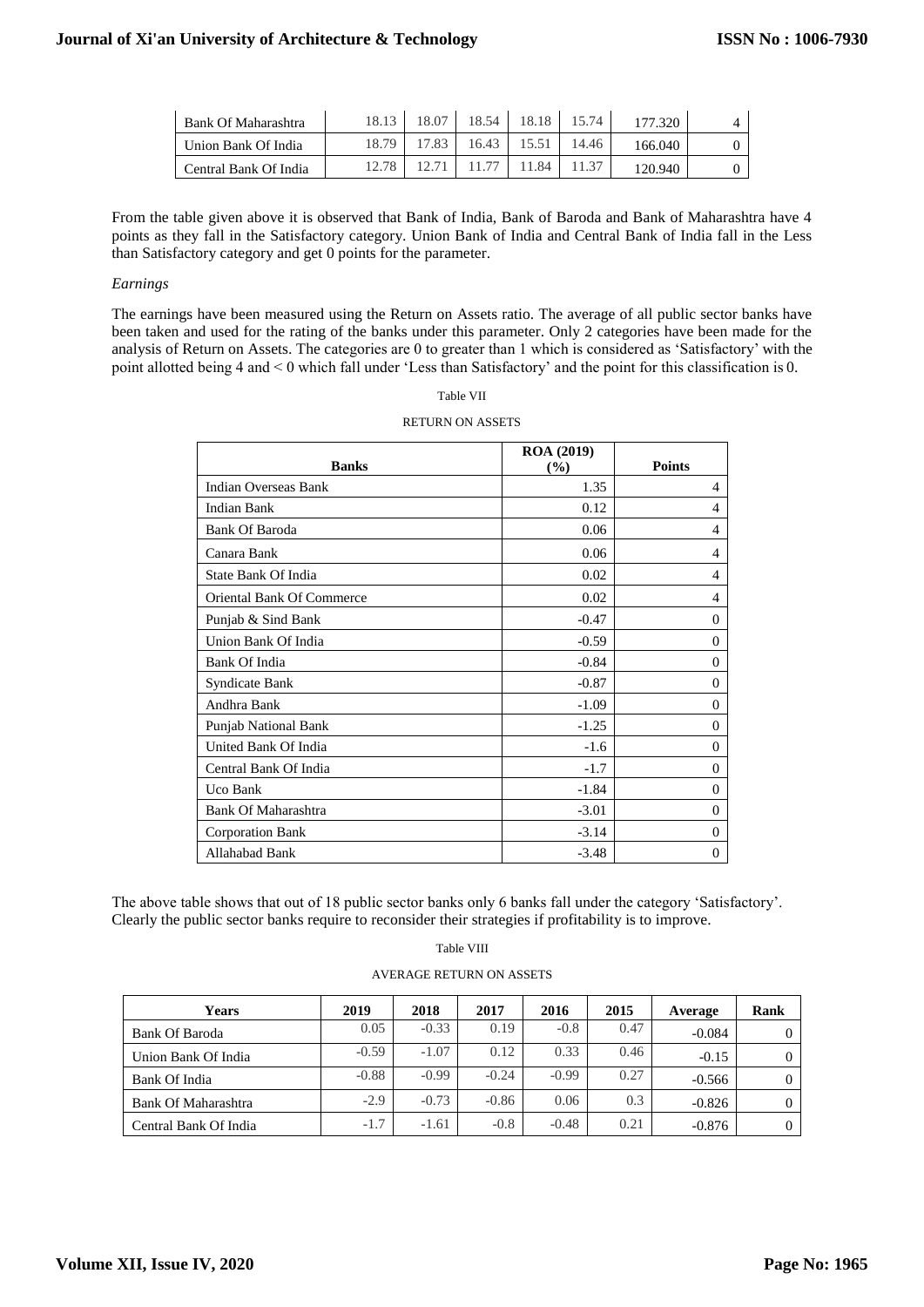| Bank Of Maharashtra | 18.13 | 18.07 | 18.54 | 18.18 | 15.74 | 177.320 | 4 |
|---|---|---|---|---|---|---|---|
| Union Bank Of India | 18.79 | 17.83 | 16.43 | 15.51 | 14.46 | 166.040 | 0 |
| Central Bank Of India | 12.78 | 12.71 | 11.77 | 11.84 | 11.37 | 120.940 | 0 |

From the table given above it is observed that Bank of India, Bank of Baroda and Bank of Maharashtra have 4 points as they fall in the Satisfactory category. Union Bank of India and Central Bank of India fall in the Less than Satisfactory category and get 0 points for the parameter.

*Earnings*

The earnings have been measured using the Return on Assets ratio. The average of all public sector banks have been taken and used for the rating of the banks under this parameter. Only 2 categories have been made for the analysis of Return on Assets. The categories are 0 to greater than 1 which is considered as 'Satisfactory' with the point allotted being 4 and < 0 which fall under 'Less than Satisfactory' and the point for this classification is 0.

Table VII

RETURN ON ASSETS

| Banks | ROA (2019) (%) | Points |
|---|---|---|
| Indian Overseas Bank | 1.35 | 4 |
| Indian Bank | 0.12 | 4 |
| Bank Of Baroda | 0.06 | 4 |
| Canara Bank | 0.06 | 4 |
| State Bank Of India | 0.02 | 4 |
| Oriental Bank Of Commerce | 0.02 | 4 |
| Punjab & Sind Bank | -0.47 | 0 |
| Union Bank Of India | -0.59 | 0 |
| Bank Of India | -0.84 | 0 |
| Syndicate Bank | -0.87 | 0 |
| Andhra Bank | -1.09 | 0 |
| Punjab National Bank | -1.25 | 0 |
| United Bank Of India | -1.6 | 0 |
| Central Bank Of India | -1.7 | 0 |
| Uco Bank | -1.84 | 0 |
| Bank Of Maharashtra | -3.01 | 0 |
| Corporation Bank | -3.14 | 0 |
| Allahabad Bank | -3.48 | 0 |

The above table shows that out of 18 public sector banks only 6 banks fall under the category 'Satisfactory'. Clearly the public sector banks require to reconsider their strategies if profitability is to improve.

Table VIII

AVERAGE RETURN ON ASSETS

| Years | 2019 | 2018 | 2017 | 2016 | 2015 | Average | Rank |
|---|---|---|---|---|---|---|---|
| Bank Of Baroda | 0.05 | -0.33 | 0.19 | -0.8 | 0.47 | -0.084 | 0 |
| Union Bank Of India | -0.59 | -1.07 | 0.12 | 0.33 | 0.46 | -0.15 | 0 |
| Bank Of India | -0.88 | -0.99 | -0.24 | -0.99 | 0.27 | -0.566 | 0 |
| Bank Of Maharashtra | -2.9 | -0.73 | -0.86 | 0.06 | 0.3 | -0.826 | 0 |
| Central Bank Of India | -1.7 | -1.61 | -0.8 | -0.48 | 0.21 | -0.876 | 0 |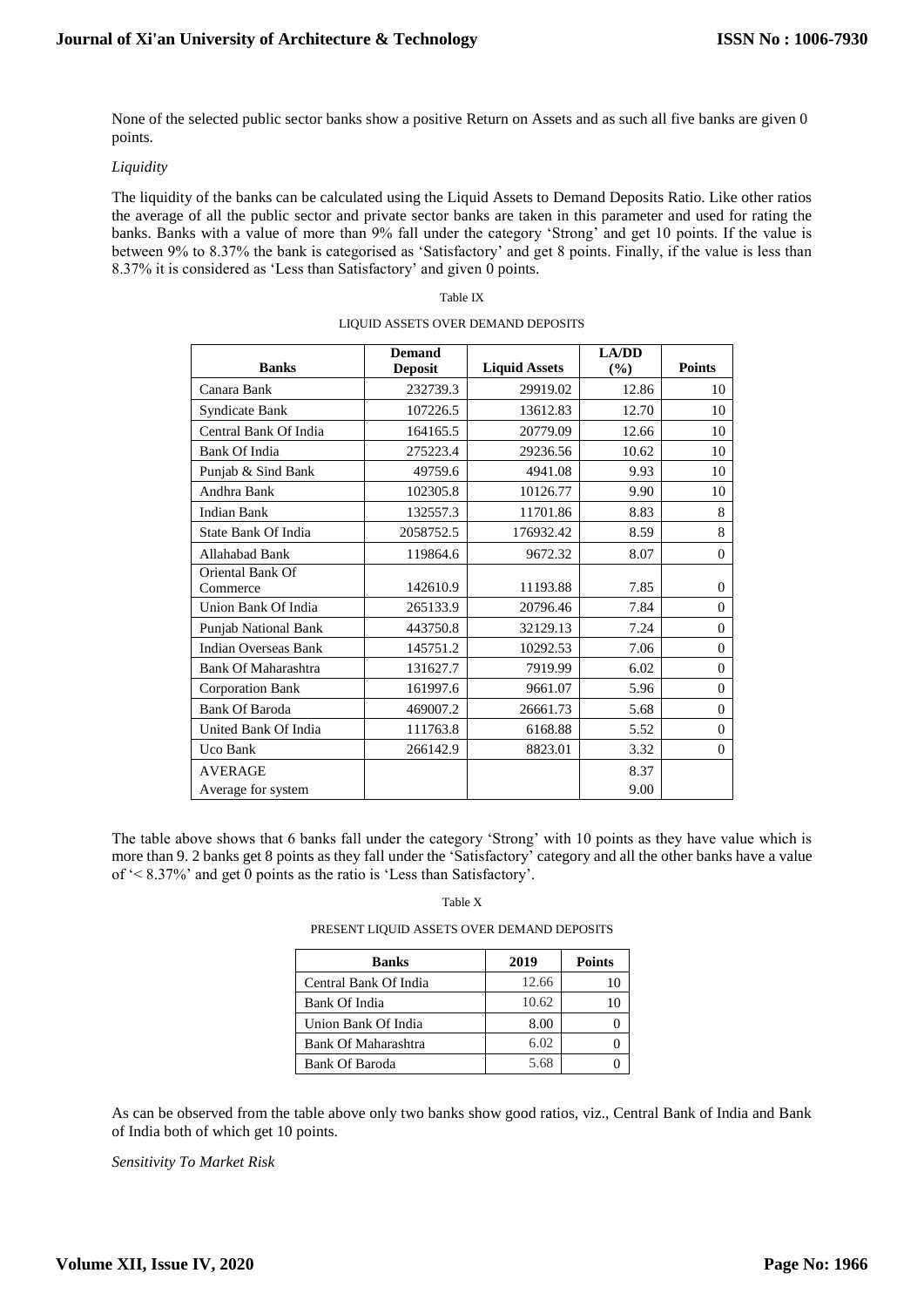None of the selected public sector banks show a positive Return on Assets and as such all five banks are given 0 points.

*Liquidity*

The liquidity of the banks can be calculated using the Liquid Assets to Demand Deposits Ratio. Like other ratios the average of all the public sector and private sector banks are taken in this parameter and used for rating the banks. Banks with a value of more than 9% fall under the category 'Strong' and get 10 points. If the value is between 9% to 8.37% the bank is categorised as 'Satisfactory' and get 8 points. Finally, if the value is less than 8.37% it is considered as 'Less than Satisfactory' and given 0 points.

Table IX

LIQUID ASSETS OVER DEMAND DEPOSITS

| Banks | Demand Deposit | Liquid Assets | LA/DD (%) | Points |
|---|---|---|---|---|
| Canara Bank | 232739.3 | 29919.02 | 12.86 | 10 |
| Syndicate Bank | 107226.5 | 13612.83 | 12.70 | 10 |
| Central Bank Of India | 164165.5 | 20779.09 | 12.66 | 10 |
| Bank Of India | 275223.4 | 29236.56 | 10.62 | 10 |
| Punjab & Sind Bank | 49759.6 | 4941.08 | 9.93 | 10 |
| Andhra Bank | 102305.8 | 10126.77 | 9.90 | 10 |
| Indian Bank | 132557.3 | 11701.86 | 8.83 | 8 |
| State Bank Of India | 2058752.5 | 176932.42 | 8.59 | 8 |
| Allahabad Bank | 119864.6 | 9672.32 | 8.07 | 0 |
| Oriental Bank Of Commerce | 142610.9 | 11193.88 | 7.85 | 0 |
| Union Bank Of India | 265133.9 | 20796.46 | 7.84 | 0 |
| Punjab National Bank | 443750.8 | 32129.13 | 7.24 | 0 |
| Indian Overseas Bank | 145751.2 | 10292.53 | 7.06 | 0 |
| Bank Of Maharashtra | 131627.7 | 7919.99 | 6.02 | 0 |
| Corporation Bank | 161997.6 | 9661.07 | 5.96 | 0 |
| Bank Of Baroda | 469007.2 | 26661.73 | 5.68 | 0 |
| United Bank Of India | 111763.8 | 6168.88 | 5.52 | 0 |
| Uco Bank | 266142.9 | 8823.01 | 3.32 | 0 |
| AVERAGE | | | 8.37 | |
| Average for system | | | 9.00 | |

The table above shows that 6 banks fall under the category 'Strong' with 10 points as they have value which is more than 9. 2 banks get 8 points as they fall under the 'Satisfactory' category and all the other banks have a value of '< 8.37%' and get 0 points as the ratio is 'Less than Satisfactory'.

Table X

PRESENT LIQUID ASSETS OVER DEMAND DEPOSITS

| Banks | 2019 | Points |
|---|---|---|
| Central Bank Of India | 12.66 | 10 |
| Bank Of India | 10.62 | 10 |
| Union Bank Of India | 8.00 | 0 |
| Bank Of Maharashtra | 6.02 | 0 |
| Bank Of Baroda | 5.68 | 0 |

As can be observed from the table above only two banks show good ratios, viz., Central Bank of India and Bank of India both of which get 10 points.

*Sensitivity To Market Risk*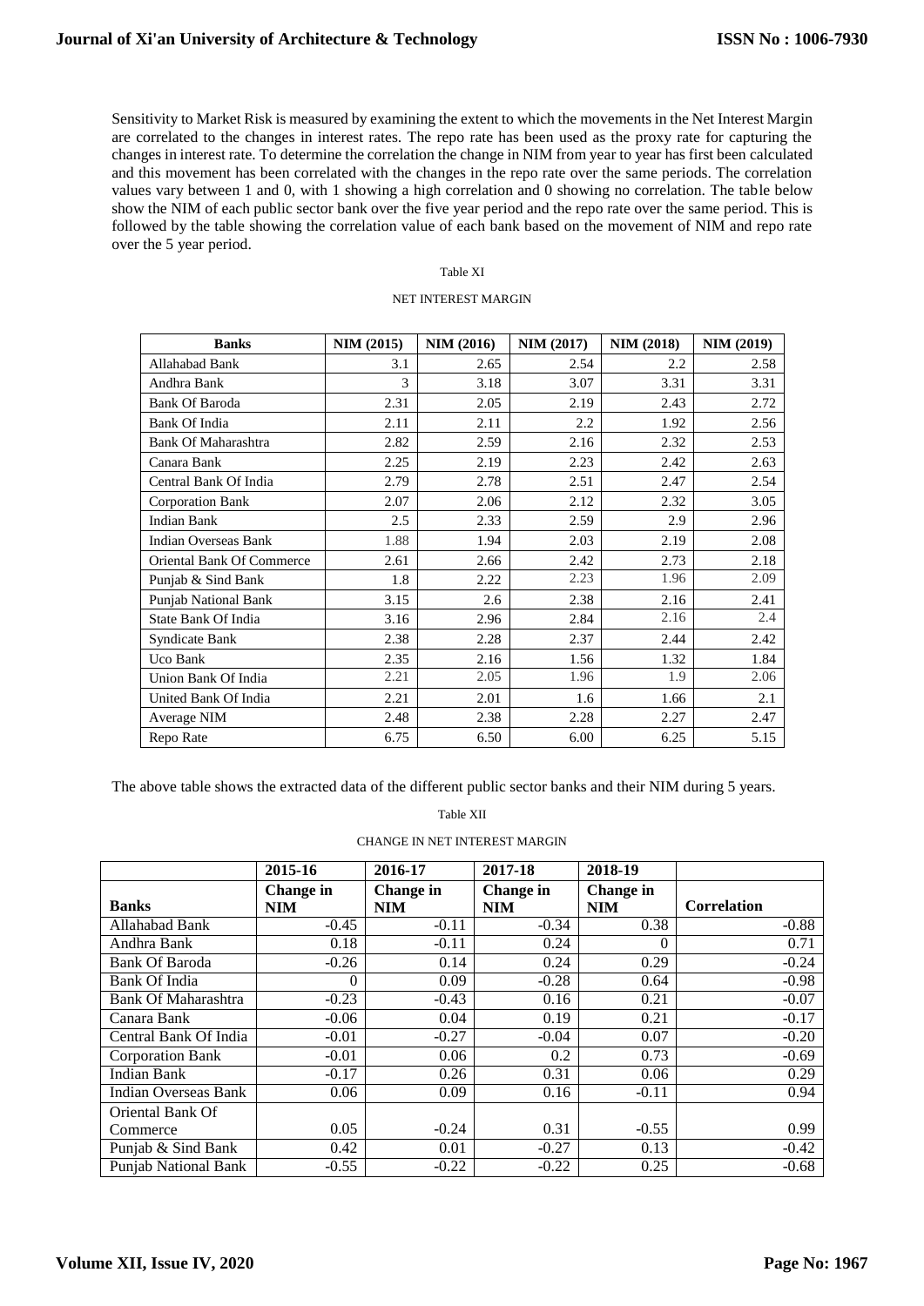Sensitivity to Market Risk is measured by examining the extent to which the movements in the Net Interest Margin are correlated to the changes in interest rates. The repo rate has been used as the proxy rate for capturing the changes in interest rate. To determine the correlation the change in NIM from year to year has first been calculated and this movement has been correlated with the changes in the repo rate over the same periods. The correlation values vary between 1 and 0, with 1 showing a high correlation and 0 showing no correlation. The table below show the NIM of each public sector bank over the five year period and the repo rate over the same period. This is followed by the table showing the correlation value of each bank based on the movement of NIM and repo rate over the 5 year period.

Table XI

NET INTEREST MARGIN

| Banks | NIM (2015) | NIM (2016) | NIM (2017) | NIM (2018) | NIM (2019) |
|---|---|---|---|---|---|
| Allahabad Bank | 3.1 | 2.65 | 2.54 | 2.2 | 2.58 |
| Andhra Bank | 3 | 3.18 | 3.07 | 3.31 | 3.31 |
| Bank Of Baroda | 2.31 | 2.05 | 2.19 | 2.43 | 2.72 |
| Bank Of India | 2.11 | 2.11 | 2.2 | 1.92 | 2.56 |
| Bank Of Maharashtra | 2.82 | 2.59 | 2.16 | 2.32 | 2.53 |
| Canara Bank | 2.25 | 2.19 | 2.23 | 2.42 | 2.63 |
| Central Bank Of India | 2.79 | 2.78 | 2.51 | 2.47 | 2.54 |
| Corporation Bank | 2.07 | 2.06 | 2.12 | 2.32 | 3.05 |
| Indian Bank | 2.5 | 2.33 | 2.59 | 2.9 | 2.96 |
| Indian Overseas Bank | 1.88 | 1.94 | 2.03 | 2.19 | 2.08 |
| Oriental Bank Of Commerce | 2.61 | 2.66 | 2.42 | 2.73 | 2.18 |
| Punjab & Sind Bank | 1.8 | 2.22 | 2.23 | 1.96 | 2.09 |
| Punjab National Bank | 3.15 | 2.6 | 2.38 | 2.16 | 2.41 |
| State Bank Of India | 3.16 | 2.96 | 2.84 | 2.16 | 2.4 |
| Syndicate Bank | 2.38 | 2.28 | 2.37 | 2.44 | 2.42 |
| Uco Bank | 2.35 | 2.16 | 1.56 | 1.32 | 1.84 |
| Union Bank Of India | 2.21 | 2.05 | 1.96 | 1.9 | 2.06 |
| United Bank Of India | 2.21 | 2.01 | 1.6 | 1.66 | 2.1 |
| Average NIM | 2.48 | 2.38 | 2.28 | 2.27 | 2.47 |
| Repo Rate | 6.75 | 6.50 | 6.00 | 6.25 | 5.15 |

The above table shows the extracted data of the different public sector banks and their NIM during 5 years.

Table XII

CHANGE IN NET INTEREST MARGIN

| | 2015-16 | 2016-17 | 2017-18 | 2018-19 | |
|---|---|---|---|---|---|
| **Banks** | **Change in NIM** | **Change in NIM** | **Change in NIM** | **Change in NIM** | **Correlation** |
| Allahabad Bank | -0.45 | -0.11 | -0.34 | 0.38 | -0.88 |
| Andhra Bank | 0.18 | -0.11 | 0.24 | 0 | 0.71 |
| Bank Of Baroda | -0.26 | 0.14 | 0.24 | 0.29 | -0.24 |
| Bank Of India | 0 | 0.09 | -0.28 | 0.64 | -0.98 |
| Bank Of Maharashtra | -0.23 | -0.43 | 0.16 | 0.21 | -0.07 |
| Canara Bank | -0.06 | 0.04 | 0.19 | 0.21 | -0.17 |
| Central Bank Of India | -0.01 | -0.27 | -0.04 | 0.07 | -0.20 |
| Corporation Bank | -0.01 | 0.06 | 0.2 | 0.73 | -0.69 |
| Indian Bank | -0.17 | 0.26 | 0.31 | 0.06 | 0.29 |
| Indian Overseas Bank | 0.06 | 0.09 | 0.16 | -0.11 | 0.94 |
| Oriental Bank Of Commerce | 0.05 | -0.24 | 0.31 | -0.55 | 0.99 |
| Punjab & Sind Bank | 0.42 | 0.01 | -0.27 | 0.13 | -0.42 |
| Punjab National Bank | -0.55 | -0.22 | -0.22 | 0.25 | -0.68 |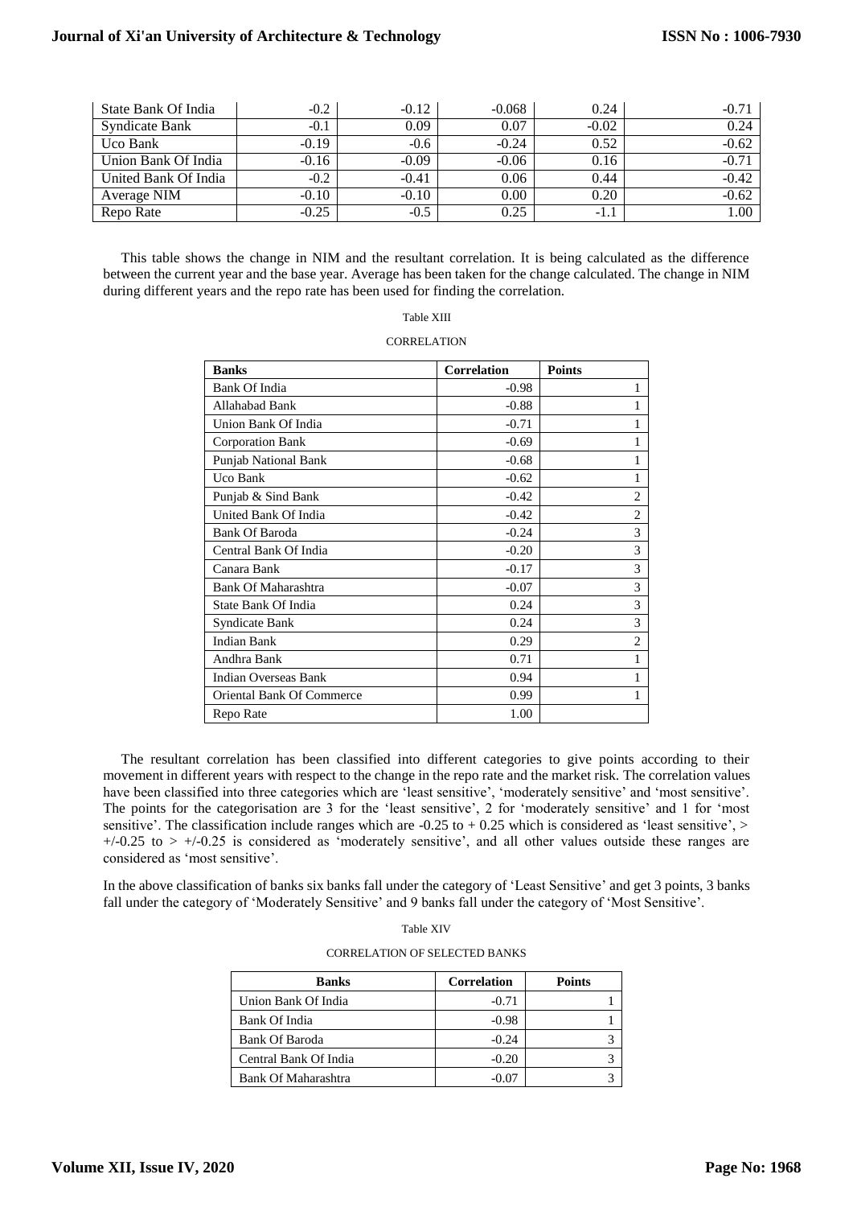| State Bank Of India | -0.2 | -0.12 | -0.068 | 0.24 | -0.71 |
|---|---|---|---|---|---|
| Syndicate Bank | -0.1 | 0.09 | 0.07 | -0.02 | 0.24 |
| Uco Bank | -0.19 | -0.6 | -0.24 | 0.52 | -0.62 |
| Union Bank Of India | -0.16 | -0.09 | -0.06 | 0.16 | -0.71 |
| United Bank Of India | -0.2 | -0.41 | 0.06 | 0.44 | -0.42 |
| Average NIM | -0.10 | -0.10 | 0.00 | 0.20 | -0.62 |
| Repo Rate | -0.25 | -0.5 | 0.25 | -1.1 | 1.00 |

This table shows the change in NIM and the resultant correlation. It is being calculated as the difference between the current year and the base year. Average has been taken for the change calculated. The change in NIM during different years and the repo rate has been used for finding the correlation.

Table XIII

CORRELATION

| Banks | Correlation | Points |
|---|---|---|
| Bank Of India | -0.98 | 1 |
| Allahabad Bank | -0.88 | 1 |
| Union Bank Of India | -0.71 | 1 |
| Corporation Bank | -0.69 | 1 |
| Punjab National Bank | -0.68 | 1 |
| Uco Bank | -0.62 | 1 |
| Punjab & Sind Bank | -0.42 | 2 |
| United Bank Of India | -0.42 | 2 |
| Bank Of Baroda | -0.24 | 3 |
| Central Bank Of India | -0.20 | 3 |
| Canara Bank | -0.17 | 3 |
| Bank Of Maharashtra | -0.07 | 3 |
| State Bank Of India | 0.24 | 3 |
| Syndicate Bank | 0.24 | 3 |
| Indian Bank | 0.29 | 2 |
| Andhra Bank | 0.71 | 1 |
| Indian Overseas Bank | 0.94 | 1 |
| Oriental Bank Of Commerce | 0.99 | 1 |
| Repo Rate | 1.00 | |

The resultant correlation has been classified into different categories to give points according to their movement in different years with respect to the change in the repo rate and the market risk. The correlation values have been classified into three categories which are 'least sensitive', 'moderately sensitive' and 'most sensitive'. The points for the categorisation are 3 for the 'least sensitive', 2 for 'moderately sensitive' and 1 for 'most sensitive'. The classification include ranges which are -0.25 to + 0.25 which is considered as 'least sensitive', > +/-0.25 to > +/-0.25 is considered as 'moderately sensitive', and all other values outside these ranges are considered as 'most sensitive'.

In the above classification of banks six banks fall under the category of 'Least Sensitive' and get 3 points, 3 banks fall under the category of 'Moderately Sensitive' and 9 banks fall under the category of 'Most Sensitive'.

Table XIV

CORRELATION OF SELECTED BANKS

| Banks | Correlation | Points |
|---|---|---|
| Union Bank Of India | -0.71 | 1 |
| Bank Of India | -0.98 | 1 |
| Bank Of Baroda | -0.24 | 3 |
| Central Bank Of India | -0.20 | 3 |
| Bank Of Maharashtra | -0.07 | 3 |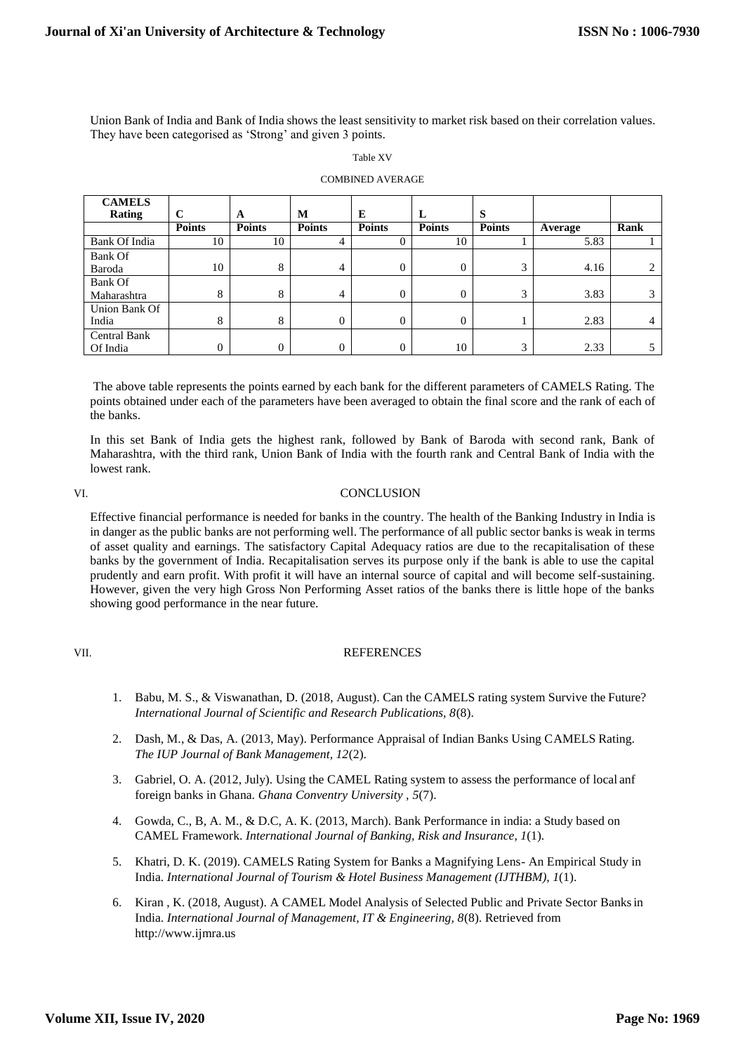Union Bank of India and Bank of India shows the least sensitivity to market risk based on their correlation values. They have been categorised as 'Strong' and given 3 points.

Table XV

COMBINED AVERAGE

| CAMELS Rating | C | A | M | E | L | S | | |
|---|---|---|---|---|---|---|---|---|
| | Points | Points | Points | Points | Points | Points | Average | Rank |
| Bank Of India | 10 | 10 | 4 | 0 | 10 | 1 | 5.83 | 1 |
| Bank Of Baroda | 10 | 8 | 4 | 0 | 0 | 3 | 4.16 | 2 |
| Bank Of Maharashtra | 8 | 8 | 4 | 0 | 0 | 3 | 3.83 | 3 |
| Union Bank Of India | 8 | 8 | 0 | 0 | 0 | 1 | 2.83 | 4 |
| Central Bank Of India | 0 | 0 | 0 | 0 | 10 | 3 | 2.33 | 5 |

The above table represents the points earned by each bank for the different parameters of CAMELS Rating. The points obtained under each of the parameters have been averaged to obtain the final score and the rank of each of the banks.

In this set Bank of India gets the highest rank, followed by Bank of Baroda with second rank, Bank of Maharashtra, with the third rank, Union Bank of India with the fourth rank and Central Bank of India with the lowest rank.

## VI. CONCLUSION

Effective financial performance is needed for banks in the country. The health of the Banking Industry in India is in danger as the public banks are not performing well. The performance of all public sector banks is weak in terms of asset quality and earnings. The satisfactory Capital Adequacy ratios are due to the recapitalisation of these banks by the government of India. Recapitalisation serves its purpose only if the bank is able to use the capital prudently and earn profit. With profit it will have an internal source of capital and will become self-sustaining. However, given the very high Gross Non Performing Asset ratios of the banks there is little hope of the banks showing good performance in the near future.

## VII. REFERENCES

1. Babu, M. S., & Viswanathan, D. (2018, August). Can the CAMELS rating system Survive the Future? *International Journal of Scientific and Research Publications, 8*(8).
2. Dash, M., & Das, A. (2013, May). Performance Appraisal of Indian Banks Using CAMELS Rating. *The IUP Journal of Bank Management, 12*(2).
3. Gabriel, O. A. (2012, July). Using the CAMEL Rating system to assess the performance of local anf foreign banks in Ghana. *Ghana Conventry University , 5*(7).
4. Gowda, C., B, A. M., & D.C, A. K. (2013, March). Bank Performance in india: a Study based on CAMEL Framework. *International Journal of Banking, Risk and Insurance, 1*(1).
5. Khatri, D. K. (2019). CAMELS Rating System for Banks a Magnifying Lens- An Empirical Study in India. *International Journal of Tourism & Hotel Business Management (IJTHBM), 1*(1).
6. Kiran , K. (2018, August). A CAMEL Model Analysis of Selected Public and Private Sector Banks in India. *International Journal of Management, IT & Engineering, 8*(8). Retrieved from http://www.ijmra.us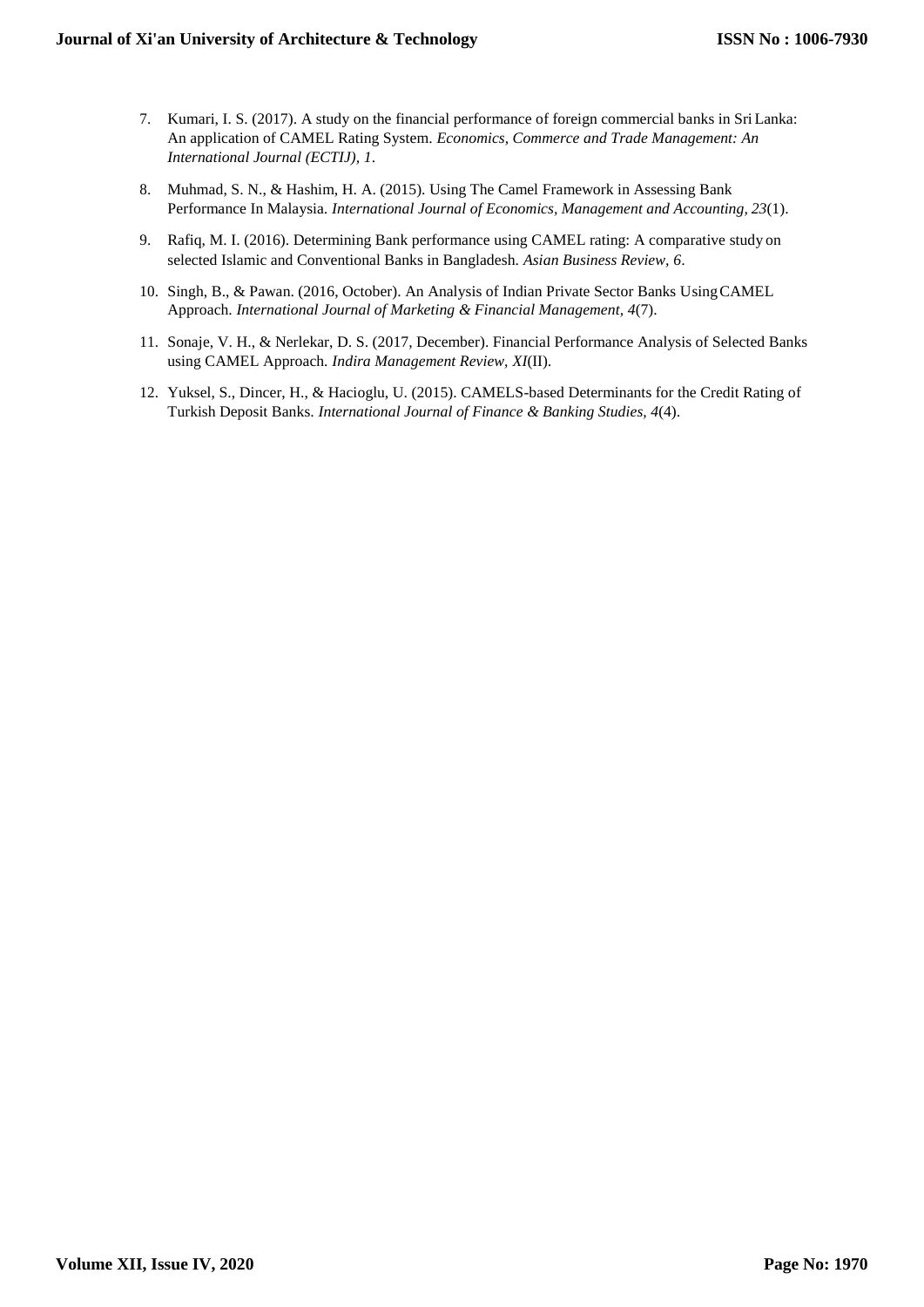7. Kumari, I. S. (2017). A study on the financial performance of foreign commercial banks in Sri Lanka: An application of CAMEL Rating System. *Economics, Commerce and Trade Management: An International Journal (ECTIJ), 1*.

8. Muhmad, S. N., & Hashim, H. A. (2015). Using The Camel Framework in Assessing Bank Performance In Malaysia. *International Journal of Economics, Management and Accounting, 23*(1).

9. Rafiq, M. I. (2016). Determining Bank performance using CAMEL rating: A comparative study on selected Islamic and Conventional Banks in Bangladesh. *Asian Business Review, 6*.

10. Singh, B., & Pawan. (2016, October). An Analysis of Indian Private Sector Banks Using CAMEL Approach. *International Journal of Marketing & Financial Management, 4*(7).

11. Sonaje, V. H., & Nerlekar, D. S. (2017, December). Financial Performance Analysis of Selected Banks using CAMEL Approach. *Indira Management Review, XI*(II).

12. Yuksel, S., Dincer, H., & Hacioglu, U. (2015). CAMELS-based Determinants for the Credit Rating of Turkish Deposit Banks. *International Journal of Finance & Banking Studies, 4*(4).